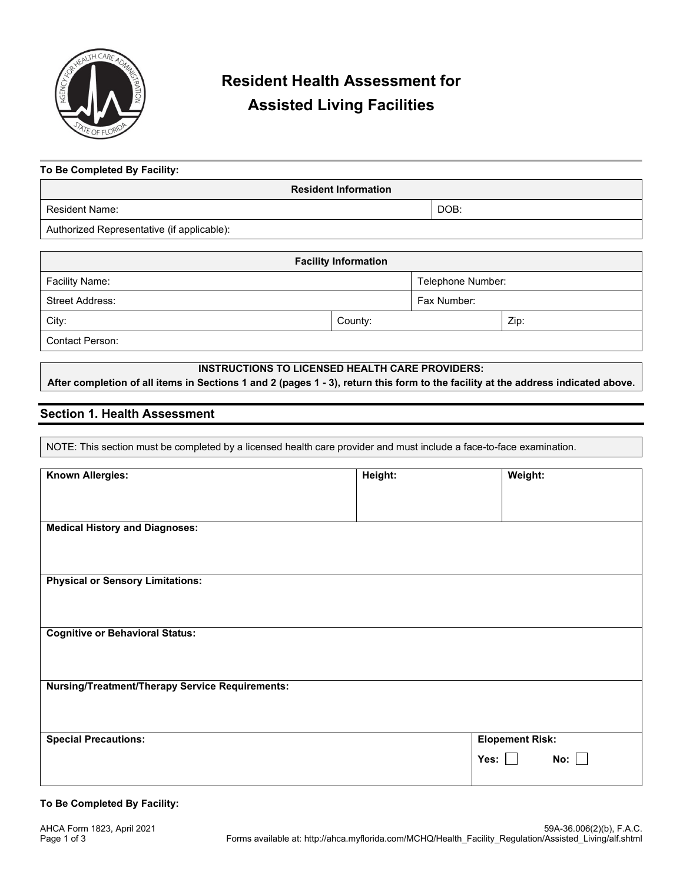# Resident Health Assessment for Assisted Living Facilities

**To Be Completed By Facility:**

| Resident Information | |
|---|---|
| Resident Name: | DOB: |
| Authorized Representative (if applicable): | |

| Facility Information | | |
|---|---|---|
| Facility Name: | | Telephone Number: |
| Street Address: | | Fax Number: |
| City: | County: | Zip: |
| Contact Person: | | |

**INSTRUCTIONS TO LICENSED HEALTH CARE PROVIDERS:**
**After completion of all items in Sections 1 and 2 (pages 1 - 3), return this form to the facility at the address indicated above.**

## Section 1. Health Assessment

NOTE: This section must be completed by a licensed health care provider and must include a face-to-face examination.

| **Known Allergies:** | **Height:** | **Weight:** |
|---|---|---|
| **Medical History and Diagnoses:** | | |
| **Physical or Sensory Limitations:** | | |
| **Cognitive or Behavioral Status:** | | |
| **Nursing/Treatment/Therapy Service Requirements:** | | |
| **Special Precautions:** | | **Elopement Risk:** **Yes:** ☐ **No:** ☐ |

**To Be Completed By Facility:**

AHCA Form 1823, April 2021

59A-36.006(2)(b), F.A.C.
Forms available at: http://ahca.myflorida.com/MCHQ/Health_Facility_Regulation/Assisted_Living/alf.shtml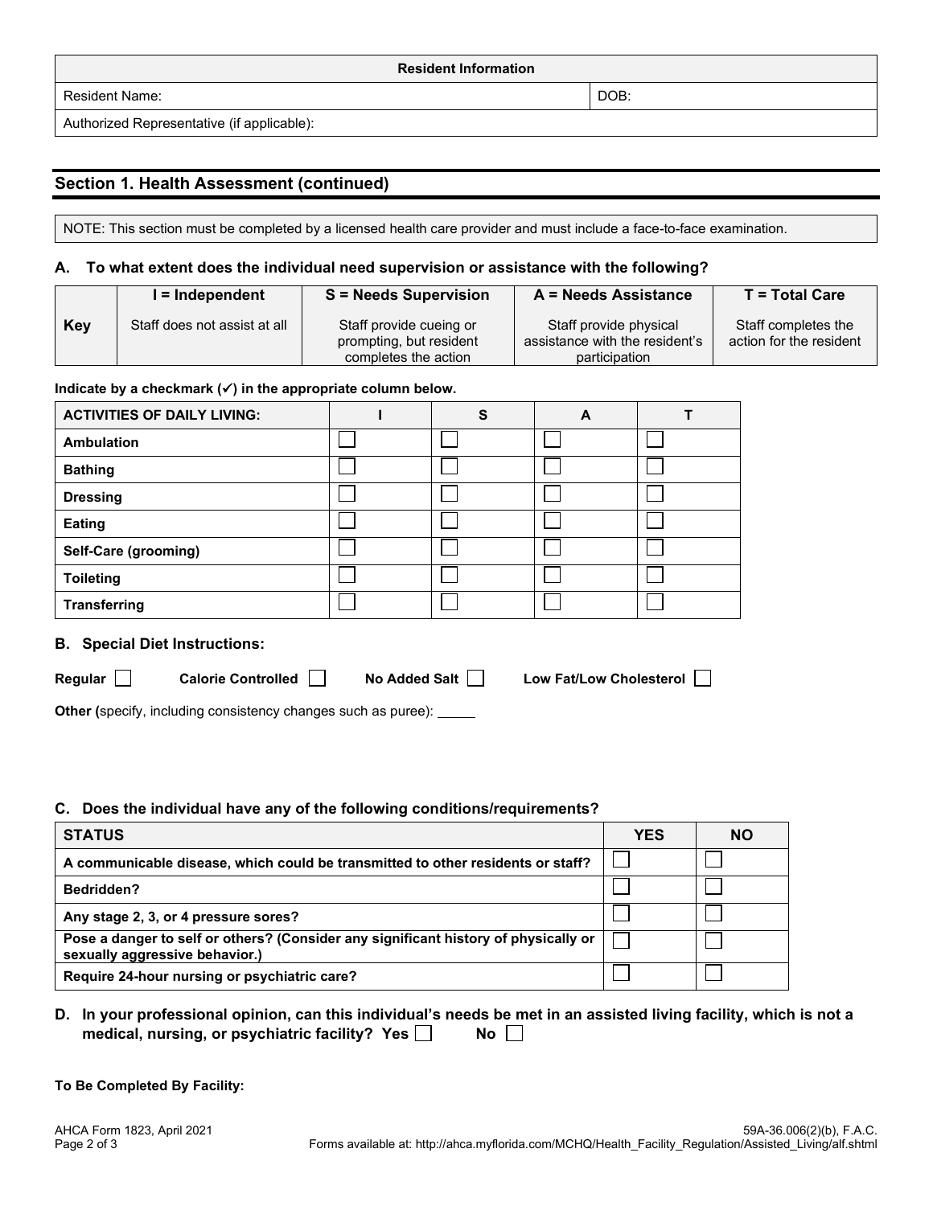| Resident Information | |
|---|---|
| Resident Name: | DOB: |
| Authorized Representative (if applicable): | |

## Section 1. Health Assessment (continued)

NOTE: This section must be completed by a licensed health care provider and must include a face-to-face examination.

### A. To what extent does the individual need supervision or assistance with the following?

| | I = Independent | S = Needs Supervision | A = Needs Assistance | T = Total Care |
|---|---|---|---|---|
| **Key** | Staff does not assist at all | Staff provide cueing or prompting, but resident completes the action | Staff provide physical assistance with the resident's participation | Staff completes the action for the resident |

**Indicate by a checkmark (✓) in the appropriate column below.**

| ACTIVITIES OF DAILY LIVING: | I | S | A | T |
|---|---|---|---|---|
| **Ambulation** | ☐ | ☐ | ☐ | ☐ |
| **Bathing** | ☐ | ☐ | ☐ | ☐ |
| **Dressing** | ☐ | ☐ | ☐ | ☐ |
| **Eating** | ☐ | ☐ | ☐ | ☐ |
| **Self-Care (grooming)** | ☐ | ☐ | ☐ | ☐ |
| **Toileting** | ☐ | ☐ | ☐ | ☐ |
| **Transferring** | ☐ | ☐ | ☐ | ☐ |

### B. Special Diet Instructions:

**Regular** ☐ **Calorie Controlled** ☐ **No Added Salt** ☐ **Low Fat/Low Cholesterol** ☐

**Other (**specify, including consistency changes such as puree): _____

### C. Does the individual have any of the following conditions/requirements?

| STATUS | YES | NO |
|---|---|---|
| **A communicable disease, which could be transmitted to other residents or staff?** | ☐ | ☐ |
| **Bedridden?** | ☐ | ☐ |
| **Any stage 2, 3, or 4 pressure sores?** | ☐ | ☐ |
| **Pose a danger to self or others? (Consider any significant history of physically or sexually aggressive behavior.)** | ☐ | ☐ |
| **Require 24-hour nursing or psychiatric care?** | ☐ | ☐ |

### D. In your professional opinion, can this individual's needs be met in an assisted living facility, which is not a medical, nursing, or psychiatric facility? Yes ☐ No ☐

**To Be Completed By Facility:**

AHCA Form 1823, April 2021

59A-36.006(2)(b), F.A.C.

Forms available at: http://ahca.myflorida.com/MCHQ/Health_Facility_Regulation/Assisted_Living/alf.shtml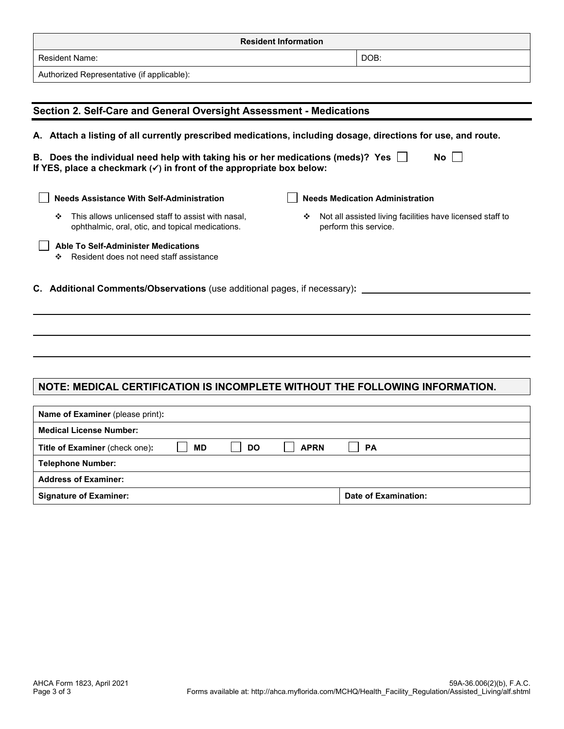| Resident Information | |
|---|---|
| Resident Name: | DOB: |
| Authorized Representative (if applicable): | |

## Section 2. Self-Care and General Oversight Assessment - Medications

**A. Attach a listing of all currently prescribed medications, including dosage, directions for use, and route.**

**B. Does the individual need help with taking his or her medications (meds)? Yes ☐ No ☐**
**If YES, place a checkmark (✓) in front of the appropriate box below:**

☐ **Needs Assistance With Self-Administration**

- ❖ This allows unlicensed staff to assist with nasal, ophthalmic, oral, otic, and topical medications.

☐ **Needs Medication Administration**

- ❖ Not all assisted living facilities have licensed staff to perform this service.

☐ **Able To Self-Administer Medications**

- ❖ Resident does not need staff assistance

**C. Additional Comments/Observations** (use additional pages, if necessary)**:** \_\_\_\_\_\_\_\_\_\_\_\_\_\_\_\_\_\_\_\_\_\_\_\_\_\_\_\_\_\_\_\_

\_\_\_\_\_\_\_\_\_\_\_\_\_\_\_\_\_\_\_\_\_\_\_\_\_\_\_\_\_\_\_\_\_\_\_\_\_\_\_\_\_\_\_\_\_\_\_\_\_\_\_\_\_\_\_\_\_\_\_\_\_\_\_\_\_\_\_\_\_\_\_\_\_\_\_\_\_\_

\_\_\_\_\_\_\_\_\_\_\_\_\_\_\_\_\_\_\_\_\_\_\_\_\_\_\_\_\_\_\_\_\_\_\_\_\_\_\_\_\_\_\_\_\_\_\_\_\_\_\_\_\_\_\_\_\_\_\_\_\_\_\_\_\_\_\_\_\_\_\_\_\_\_\_\_\_\_

\_\_\_\_\_\_\_\_\_\_\_\_\_\_\_\_\_\_\_\_\_\_\_\_\_\_\_\_\_\_\_\_\_\_\_\_\_\_\_\_\_\_\_\_\_\_\_\_\_\_\_\_\_\_\_\_\_\_\_\_\_\_\_\_\_\_\_\_\_\_\_\_\_\_\_\_\_\_

## NOTE: MEDICAL CERTIFICATION IS INCOMPLETE WITHOUT THE FOLLOWING INFORMATION.

| | |
|---|---|
| **Name of Examiner** (please print)**:** | |
| **Medical License Number:** | |
| **Title of Examiner** (check one)**:** ☐ **MD** ☐ **DO** ☐ **APRN** ☐ **PA** | |
| **Telephone Number:** | |
| **Address of Examiner:** | |
| **Signature of Examiner:** | **Date of Examination:** |

AHCA Form 1823, April 2021

59A-36.006(2)(b), F.A.C.
Forms available at: http://ahca.myflorida.com/MCHQ/Health_Facility_Regulation/Assisted_Living/alf.shtml